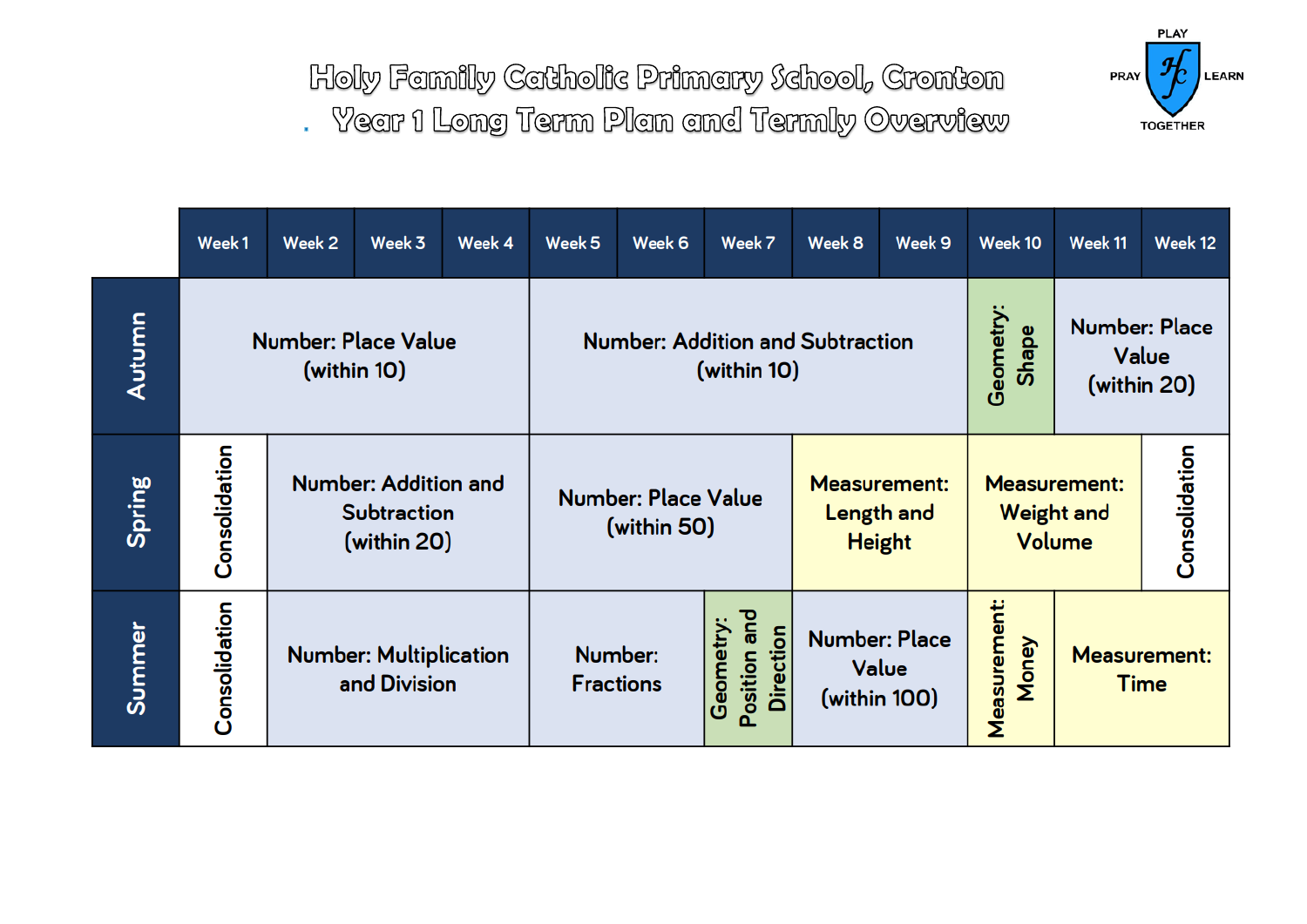# Holy Family Catholic Primary School, Cronton

## Year 1 Long Term Plan and Termly Overview

PLAY
PRAY LEARN
TOGETHER

| | Week 1 | Week 2 | Week 3 | Week 4 | Week 5 | Week 6 | Week 7 | Week 8 | Week 9 | Week 10 | Week 11 | Week 12 |
|---|---|---|---|---|---|---|---|---|---|---|---|---|
| **Autumn** | Number: Place Value (within 10) | | | | Number: Addition and Subtraction (within 10) | | | | | Geometry: Shape | Number: Place Value (within 20) | |
| **Spring** | Consolidation | Number: Addition and Subtraction (within 20) | | | Number: Place Value (within 50) | | | Measurement: Length and Height | | Measurement: Weight and Volume | | Consolidation |
| **Summer** | Consolidation | Number: Multiplication and Division | | | Number: Fractions | | Geometry: Position and Direction | Number: Place Value (within 100) | | Measurement: Money | Measurement: Time | |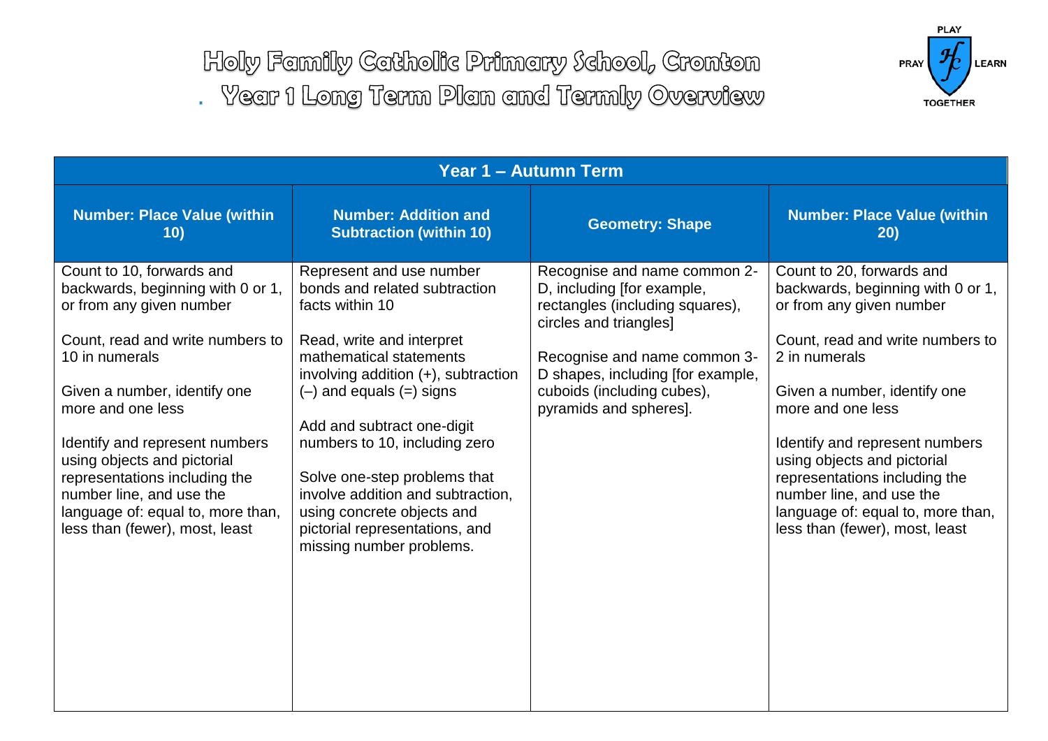# Holy Family Catholic Primary School, Cronton

## Year 1 Long Term Plan and Termly Overview

PLAY PRAY LEARN TOGETHER

| Year 1 – Autumn Term | | | |
|---|---|---|---|
| **Number: Place Value (within 10)** | **Number: Addition and Subtraction (within 10)** | **Geometry: Shape** | **Number: Place Value (within 20)** |
| Count to 10, forwards and backwards, beginning with 0 or 1, or from any given number<br><br>Count, read and write numbers to 10 in numerals<br><br>Given a number, identify one more and one less<br><br>Identify and represent numbers using objects and pictorial representations including the number line, and use the language of: equal to, more than, less than (fewer), most, least | Represent and use number bonds and related subtraction facts within 10<br><br>Read, write and interpret mathematical statements involving addition (+), subtraction (–) and equals (=) signs<br><br>Add and subtract one-digit numbers to 10, including zero<br><br>Solve one-step problems that involve addition and subtraction, using concrete objects and pictorial representations, and missing number problems. | Recognise and name common 2-D, including [for example, rectangles (including squares), circles and triangles]<br><br>Recognise and name common 3-D shapes, including [for example, cuboids (including cubes), pyramids and spheres]. | Count to 20, forwards and backwards, beginning with 0 or 1, or from any given number<br><br>Count, read and write numbers to 2 in numerals<br><br>Given a number, identify one more and one less<br><br>Identify and represent numbers using objects and pictorial representations including the number line, and use the language of: equal to, more than, less than (fewer), most, least |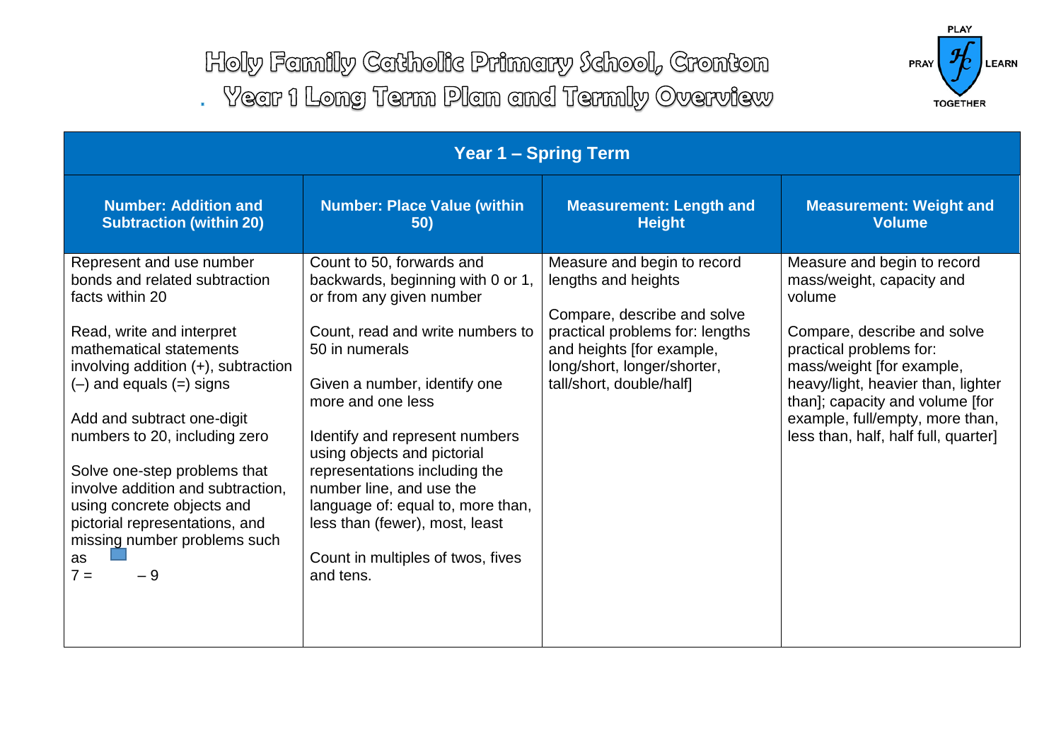# Holy Family Catholic Primary School, Cronton

## Year 1 Long Term Plan and Termly Overview

PLAY PRAY LEARN TOGETHER

| Year 1 – Spring Term | | | |
|---|---|---|---|
| **Number: Addition and Subtraction (within 20)** | **Number: Place Value (within 50)** | **Measurement: Length and Height** | **Measurement: Weight and Volume** |
| Represent and use number bonds and related subtraction facts within 20<br><br>Read, write and interpret mathematical statements involving addition (+), subtraction (–) and equals (=) signs<br><br>Add and subtract one-digit numbers to 20, including zero<br><br>Solve one-step problems that involve addition and subtraction, using concrete objects and pictorial representations, and missing number problems such as<br>$7 = \square - 9$ | Count to 50, forwards and backwards, beginning with 0 or 1, or from any given number<br><br>Count, read and write numbers to 50 in numerals<br><br>Given a number, identify one more and one less<br><br>Identify and represent numbers using objects and pictorial representations including the number line, and use the language of: equal to, more than, less than (fewer), most, least<br><br>Count in multiples of twos, fives and tens. | Measure and begin to record lengths and heights<br><br>Compare, describe and solve practical problems for: lengths and heights [for example, long/short, longer/shorter, tall/short, double/half] | Measure and begin to record mass/weight, capacity and volume<br><br>Compare, describe and solve practical problems for: mass/weight [for example, heavy/light, heavier than, lighter than]; capacity and volume [for example, full/empty, more than, less than, half, half full, quarter] |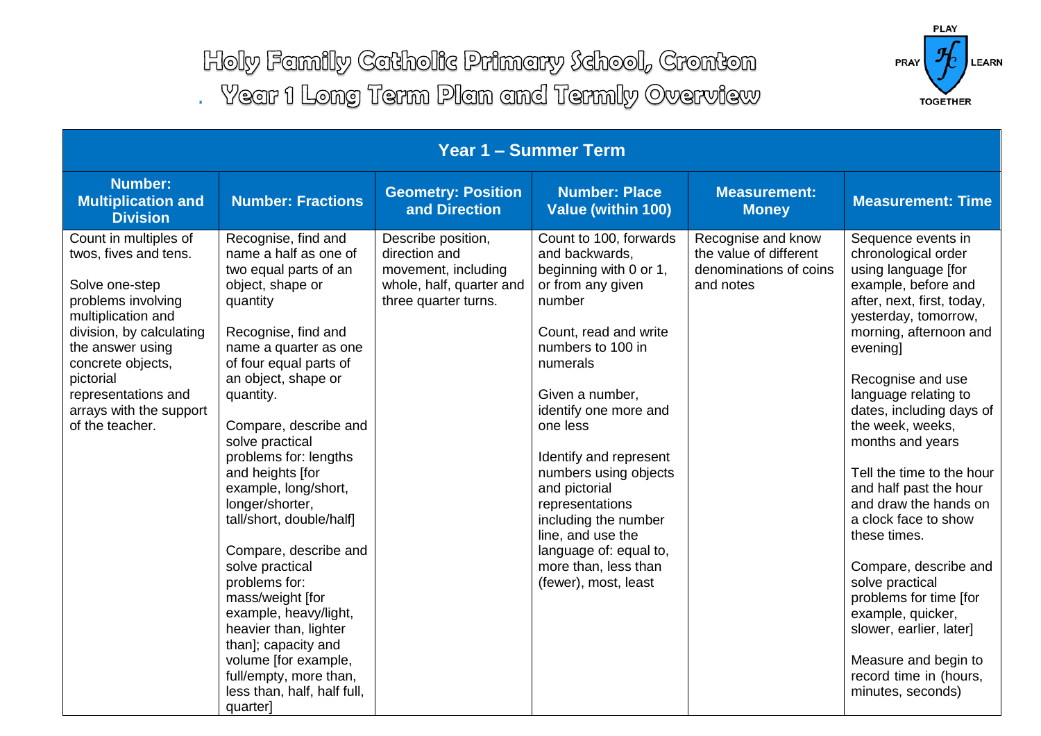# Holy Family Catholic Primary School, Cronton

## Year 1 Long Term Plan and Termly Overview

PLAY PRAY LEARN TOGETHER

| Year 1 – Summer Term | | | | | |
|---|---|---|---|---|---|
| **Number: Multiplication and Division** | **Number: Fractions** | **Geometry: Position and Direction** | **Number: Place Value (within 100)** | **Measurement: Money** | **Measurement: Time** |
| Count in multiples of twos, fives and tens.<br><br>Solve one-step problems involving multiplication and division, by calculating the answer using concrete objects, pictorial representations and arrays with the support of the teacher. | Recognise, find and name a half as one of two equal parts of an object, shape or quantity<br><br>Recognise, find and name a quarter as one of four equal parts of an object, shape or quantity.<br><br>Compare, describe and solve practical problems for: lengths and heights [for example, long/short, longer/shorter, tall/short, double/half]<br><br>Compare, describe and solve practical problems for: mass/weight [for example, heavy/light, heavier than, lighter than]; capacity and volume [for example, full/empty, more than, less than, half, half full, quarter] | Describe position, direction and movement, including whole, half, quarter and three quarter turns. | Count to 100, forwards and backwards, beginning with 0 or 1, or from any given number<br><br>Count, read and write numbers to 100 in numerals<br><br>Given a number, identify one more and one less<br><br>Identify and represent numbers using objects and pictorial representations including the number line, and use the language of: equal to, more than, less than (fewer), most, least | Recognise and know the value of different denominations of coins and notes | Sequence events in chronological order using language [for example, before and after, next, first, today, yesterday, tomorrow, morning, afternoon and evening]<br><br>Recognise and use language relating to dates, including days of the week, weeks, months and years<br><br>Tell the time to the hour and half past the hour and draw the hands on a clock face to show these times.<br><br>Compare, describe and solve practical problems for time [for example, quicker, slower, earlier, later]<br><br>Measure and begin to record time in (hours, minutes, seconds) |